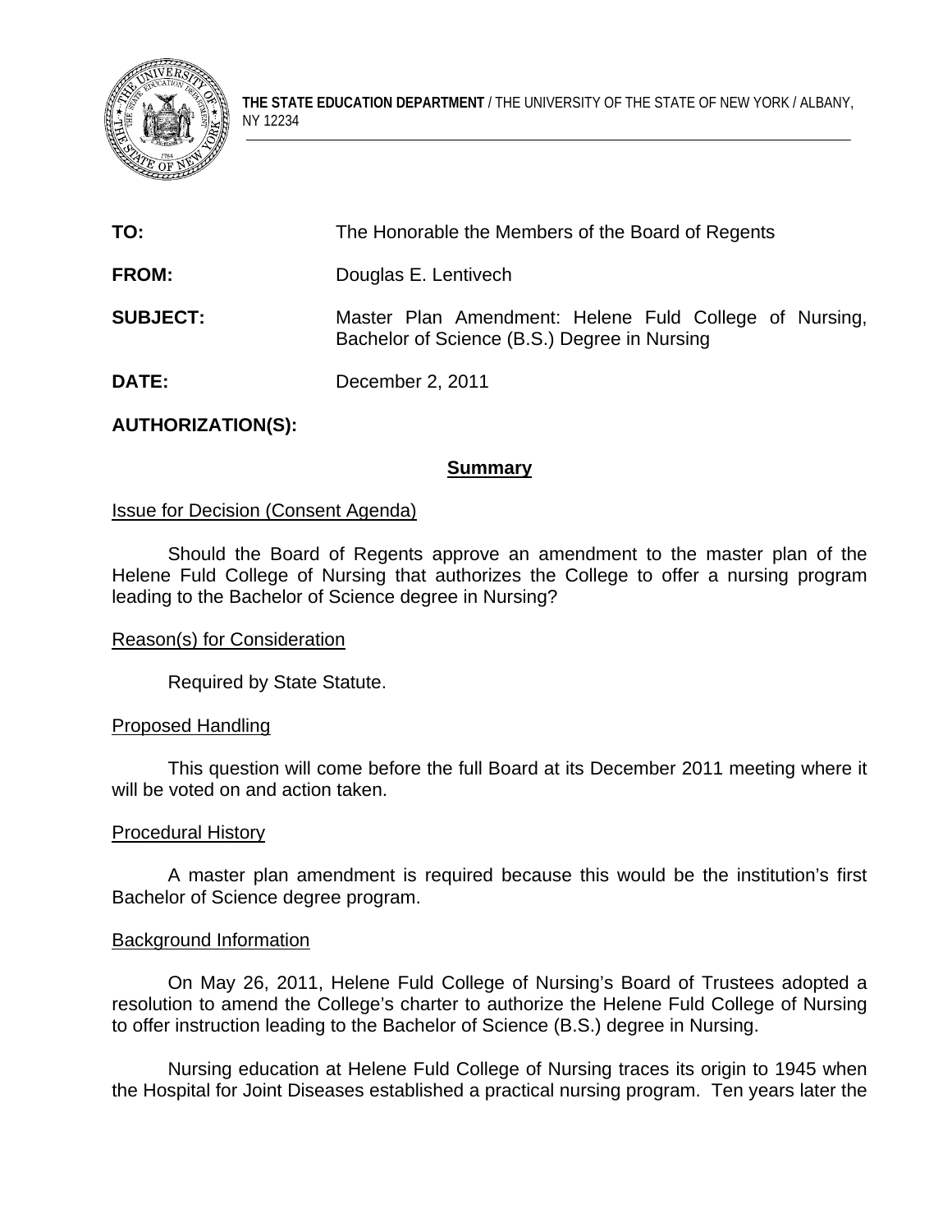**THE STATE EDUCATION DEPARTMENT** / THE UNIVERSITY OF THE STATE OF NEW YORK / ALBANY, NY 12234

| | |
|---|---|
| **TO:** | The Honorable the Members of the Board of Regents |
| **FROM:** | Douglas E. Lentivech |
| **SUBJECT:** | Master Plan Amendment: Helene Fuld College of Nursing, Bachelor of Science (B.S.) Degree in Nursing |
| **DATE:** | December 2, 2011 |

**AUTHORIZATION(S):**

## Summary

Issue for Decision (Consent Agenda)

Should the Board of Regents approve an amendment to the master plan of the Helene Fuld College of Nursing that authorizes the College to offer a nursing program leading to the Bachelor of Science degree in Nursing?

Reason(s) for Consideration

Required by State Statute.

Proposed Handling

This question will come before the full Board at its December 2011 meeting where it will be voted on and action taken.

Procedural History

A master plan amendment is required because this would be the institution's first Bachelor of Science degree program.

Background Information

On May 26, 2011, Helene Fuld College of Nursing's Board of Trustees adopted a resolution to amend the College's charter to authorize the Helene Fuld College of Nursing to offer instruction leading to the Bachelor of Science (B.S.) degree in Nursing.

Nursing education at Helene Fuld College of Nursing traces its origin to 1945 when the Hospital for Joint Diseases established a practical nursing program. Ten years later the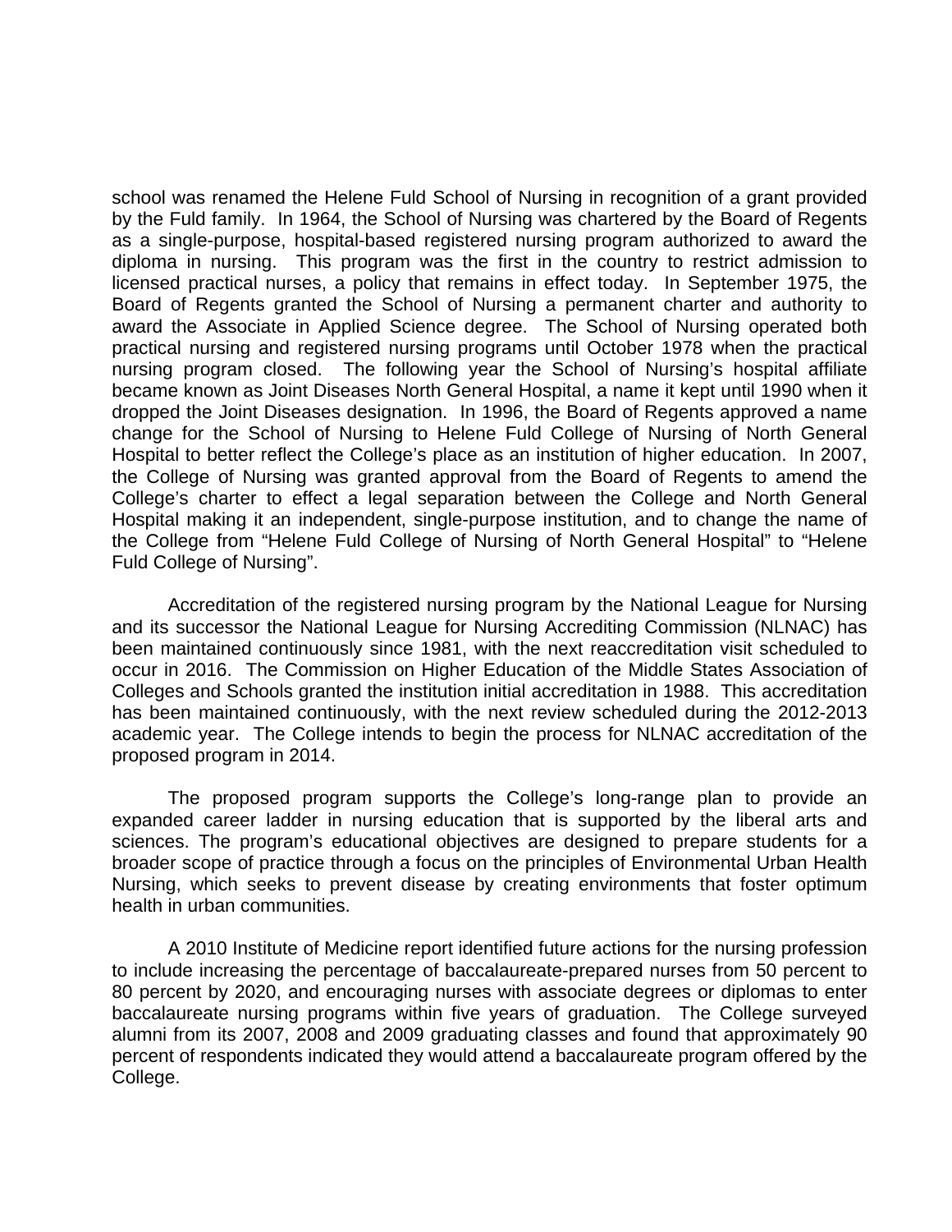school was renamed the Helene Fuld School of Nursing in recognition of a grant provided by the Fuld family. In 1964, the School of Nursing was chartered by the Board of Regents as a single-purpose, hospital-based registered nursing program authorized to award the diploma in nursing. This program was the first in the country to restrict admission to licensed practical nurses, a policy that remains in effect today. In September 1975, the Board of Regents granted the School of Nursing a permanent charter and authority to award the Associate in Applied Science degree. The School of Nursing operated both practical nursing and registered nursing programs until October 1978 when the practical nursing program closed. The following year the School of Nursing's hospital affiliate became known as Joint Diseases North General Hospital, a name it kept until 1990 when it dropped the Joint Diseases designation. In 1996, the Board of Regents approved a name change for the School of Nursing to Helene Fuld College of Nursing of North General Hospital to better reflect the College's place as an institution of higher education. In 2007, the College of Nursing was granted approval from the Board of Regents to amend the College's charter to effect a legal separation between the College and North General Hospital making it an independent, single-purpose institution, and to change the name of the College from "Helene Fuld College of Nursing of North General Hospital" to "Helene Fuld College of Nursing".

Accreditation of the registered nursing program by the National League for Nursing and its successor the National League for Nursing Accrediting Commission (NLNAC) has been maintained continuously since 1981, with the next reaccreditation visit scheduled to occur in 2016. The Commission on Higher Education of the Middle States Association of Colleges and Schools granted the institution initial accreditation in 1988. This accreditation has been maintained continuously, with the next review scheduled during the 2012-2013 academic year. The College intends to begin the process for NLNAC accreditation of the proposed program in 2014.

The proposed program supports the College's long-range plan to provide an expanded career ladder in nursing education that is supported by the liberal arts and sciences. The program's educational objectives are designed to prepare students for a broader scope of practice through a focus on the principles of Environmental Urban Health Nursing, which seeks to prevent disease by creating environments that foster optimum health in urban communities.

A 2010 Institute of Medicine report identified future actions for the nursing profession to include increasing the percentage of baccalaureate-prepared nurses from 50 percent to 80 percent by 2020, and encouraging nurses with associate degrees or diplomas to enter baccalaureate nursing programs within five years of graduation. The College surveyed alumni from its 2007, 2008 and 2009 graduating classes and found that approximately 90 percent of respondents indicated they would attend a baccalaureate program offered by the College.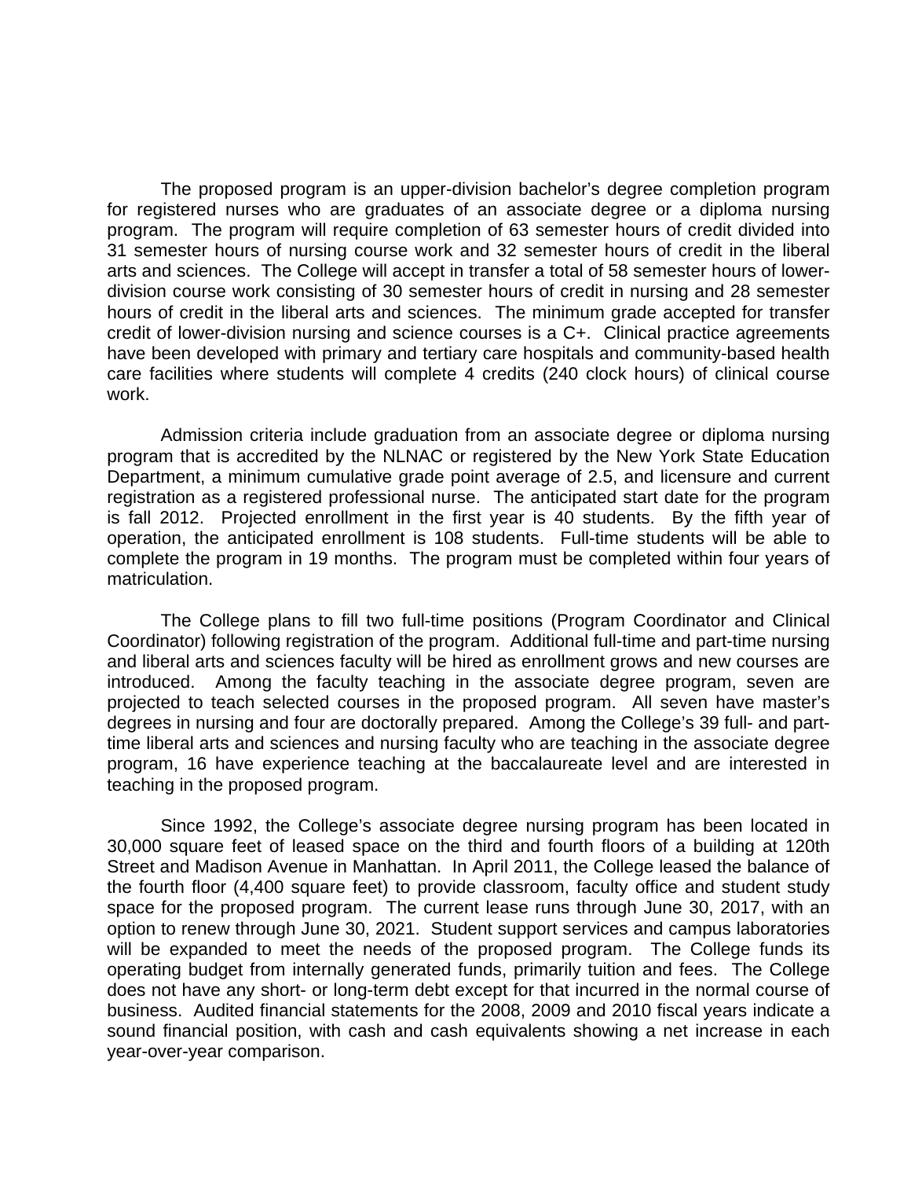The proposed program is an upper-division bachelor's degree completion program for registered nurses who are graduates of an associate degree or a diploma nursing program. The program will require completion of 63 semester hours of credit divided into 31 semester hours of nursing course work and 32 semester hours of credit in the liberal arts and sciences. The College will accept in transfer a total of 58 semester hours of lower-division course work consisting of 30 semester hours of credit in nursing and 28 semester hours of credit in the liberal arts and sciences. The minimum grade accepted for transfer credit of lower-division nursing and science courses is a C+. Clinical practice agreements have been developed with primary and tertiary care hospitals and community-based health care facilities where students will complete 4 credits (240 clock hours) of clinical course work.

Admission criteria include graduation from an associate degree or diploma nursing program that is accredited by the NLNAC or registered by the New York State Education Department, a minimum cumulative grade point average of 2.5, and licensure and current registration as a registered professional nurse. The anticipated start date for the program is fall 2012. Projected enrollment in the first year is 40 students. By the fifth year of operation, the anticipated enrollment is 108 students. Full-time students will be able to complete the program in 19 months. The program must be completed within four years of matriculation.

The College plans to fill two full-time positions (Program Coordinator and Clinical Coordinator) following registration of the program. Additional full-time and part-time nursing and liberal arts and sciences faculty will be hired as enrollment grows and new courses are introduced. Among the faculty teaching in the associate degree program, seven are projected to teach selected courses in the proposed program. All seven have master's degrees in nursing and four are doctorally prepared. Among the College's 39 full- and part-time liberal arts and sciences and nursing faculty who are teaching in the associate degree program, 16 have experience teaching at the baccalaureate level and are interested in teaching in the proposed program.

Since 1992, the College's associate degree nursing program has been located in 30,000 square feet of leased space on the third and fourth floors of a building at 120th Street and Madison Avenue in Manhattan. In April 2011, the College leased the balance of the fourth floor (4,400 square feet) to provide classroom, faculty office and student study space for the proposed program. The current lease runs through June 30, 2017, with an option to renew through June 30, 2021. Student support services and campus laboratories will be expanded to meet the needs of the proposed program. The College funds its operating budget from internally generated funds, primarily tuition and fees. The College does not have any short- or long-term debt except for that incurred in the normal course of business. Audited financial statements for the 2008, 2009 and 2010 fiscal years indicate a sound financial position, with cash and cash equivalents showing a net increase in each year-over-year comparison.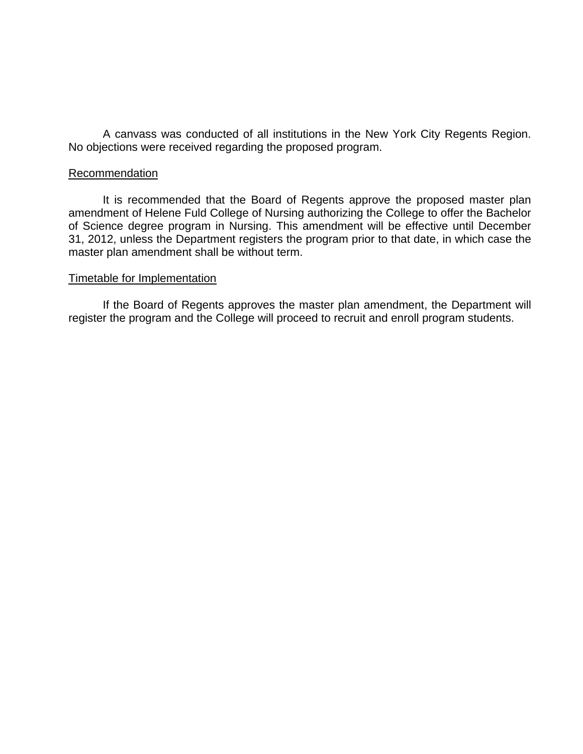A canvass was conducted of all institutions in the New York City Regents Region. No objections were received regarding the proposed program.

## Recommendation

It is recommended that the Board of Regents approve the proposed master plan amendment of Helene Fuld College of Nursing authorizing the College to offer the Bachelor of Science degree program in Nursing. This amendment will be effective until December 31, 2012, unless the Department registers the program prior to that date, in which case the master plan amendment shall be without term.

## Timetable for Implementation

If the Board of Regents approves the master plan amendment, the Department will register the program and the College will proceed to recruit and enroll program students.